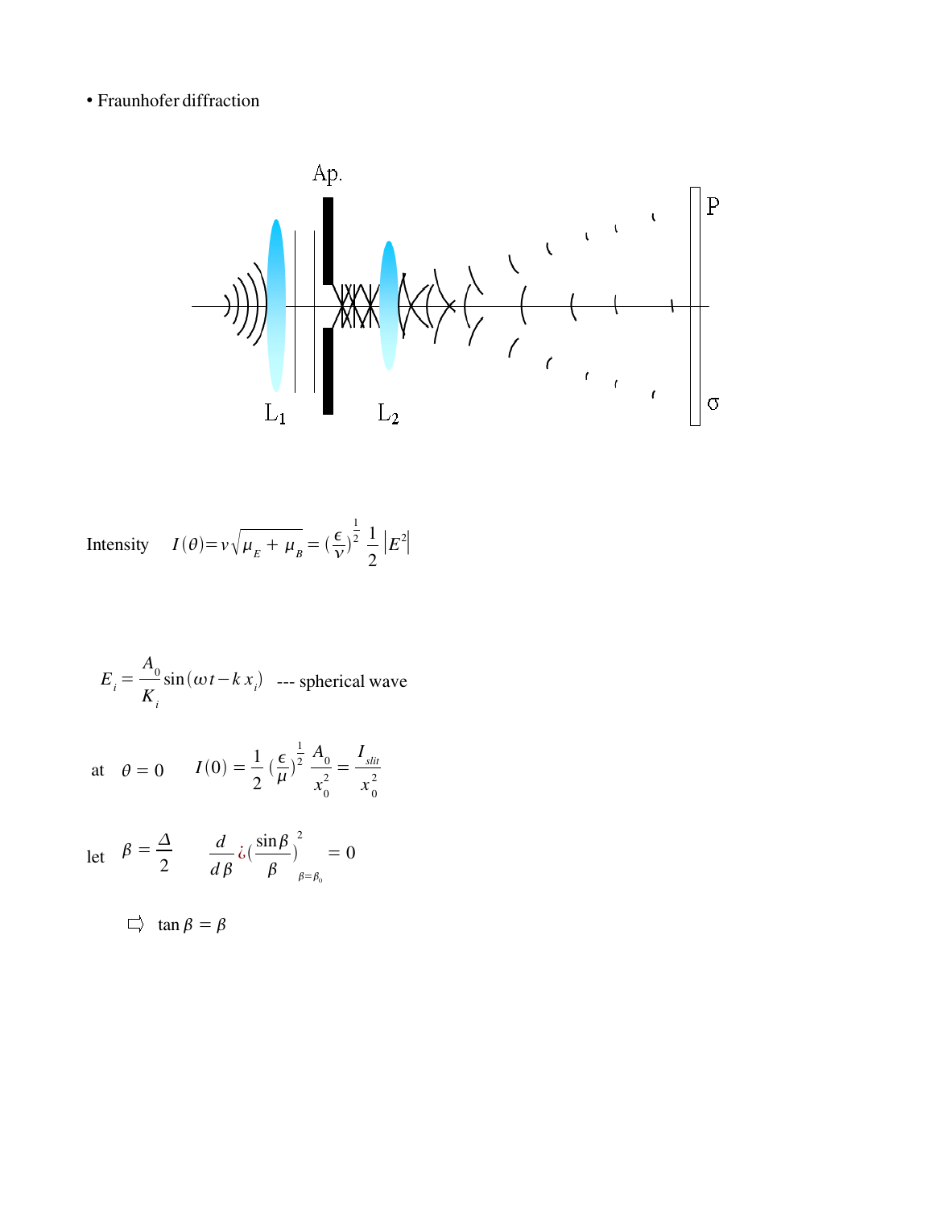• Fraunhofer diffraction

Ap.

P

L1

L2

σ

Intensity $I(\theta) = v\sqrt{\mu_E + \mu_B} = (\frac{\epsilon}{v})^{\frac{1}{2}} \frac{1}{2} |E^2|$

$$E_i = \frac{A_0}{K_i} \sin(\omega t - k x_i)$$ --- spherical wave

at $\theta = 0$ $\quad I(0) = \frac{1}{2} (\frac{\epsilon}{\mu})^{\frac{1}{2}} \frac{A_0}{x_0^2} = \frac{I_{slit}}{x_0^2}$

let $\beta = \frac{\Delta}{2}$ $\quad \frac{d}{d\beta} ¿ (\frac{\sin\beta}{\beta})^2 \Big|_{\beta=\beta_0} = 0$

⇨ $\tan\beta = \beta$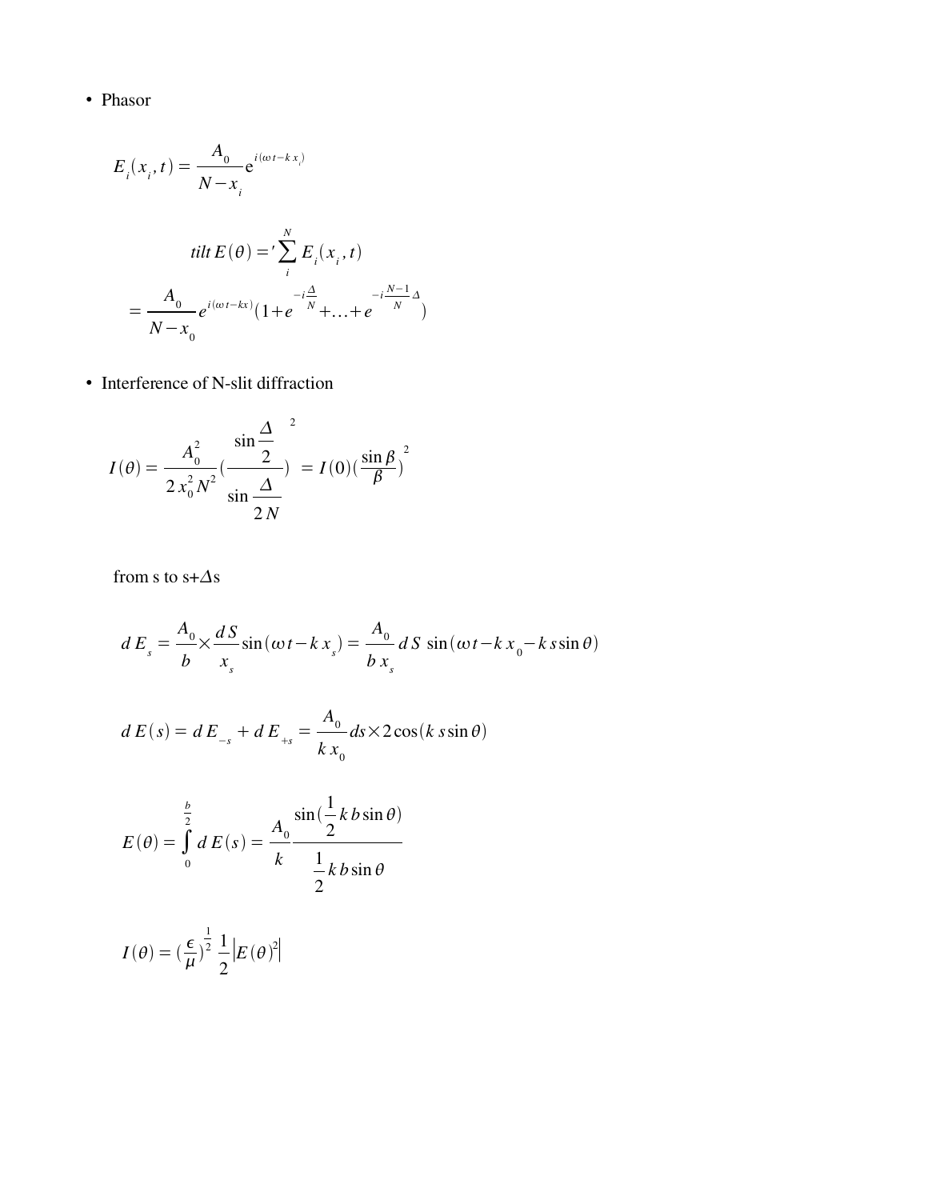- Phasor

$$E_i(x_i, t) = \frac{A_0}{N - x_i} e^{i(\omega t - k x_i)}$$

$$tilt\, E(\theta) =' \sum_i^N E_i(x_i, t)$$

$$= \frac{A_0}{N - x_0} e^{i(\omega t - kx)} (1 + e^{-i\frac{\Delta}{N}} + \ldots + e^{-i\frac{N-1}{N}\Delta})$$

- Interference of N-slit diffraction

$$I(\theta) = \frac{A_0^2}{2 x_0^2 N^2} \left( \frac{\sin\frac{\Delta}{2}}{\sin\frac{\Delta}{2N}} \right)^2 = I(0) \left( \frac{\sin\beta}{\beta} \right)^2$$

from s to s+$\Delta$s

$$d\, E_s = \frac{A_0}{b} \times \frac{d\, S}{x_s} \sin(\omega t - k\, x_s) = \frac{A_0}{b\, x_s} d\, S\, \sin(\omega t - k\, x_0 - k\, s \sin\theta)$$

$$d\, E(s) = d\, E_{-s} + d\, E_{+s} = \frac{A_0}{k\, x_0} ds \times 2 \cos(k\, s \sin\theta)$$

$$E(\theta) = \int_0^{\frac{b}{2}} d\, E(s) = \frac{A_0}{k} \frac{\sin(\frac{1}{2} k\, b \sin\theta)}{\frac{1}{2} k\, b \sin\theta}$$

$$I(\theta) = \left(\frac{\epsilon}{\mu}\right)^{\frac{1}{2}} \frac{1}{2} |E(\theta)^2|$$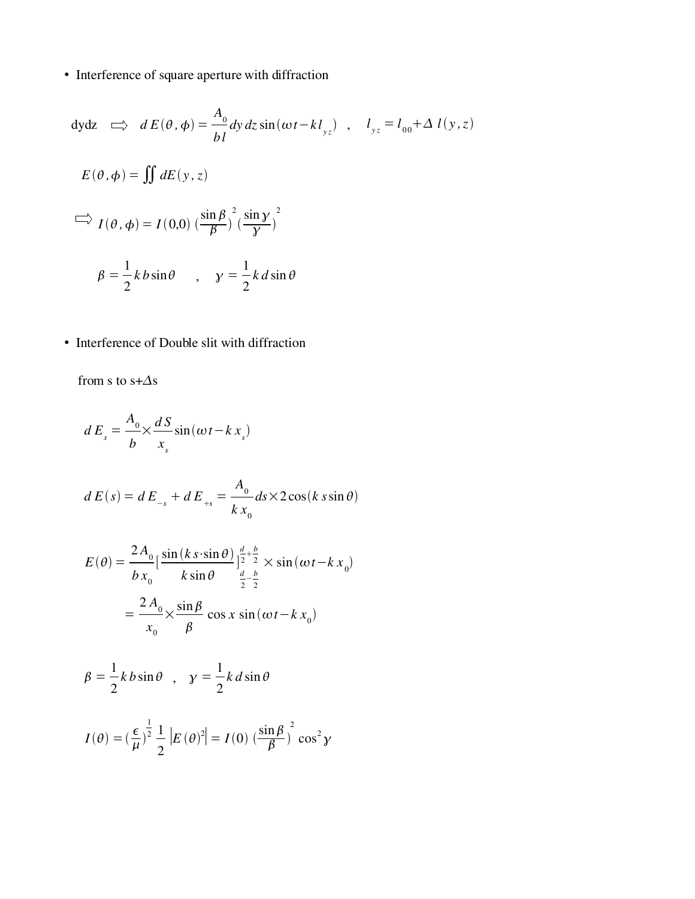- Interference of square aperture with diffraction

dydz $\Longrightarrow$ $dE(\theta,\phi) = \frac{A_0}{b\,l} dy\,dz \sin(\omega t - k l_{yz})$ , $l_{yz} = l_{00} + \Delta\, l(y,z)$

$$E(\theta,\phi) = \iint dE(y,z)$$

$$\Longrightarrow I(\theta,\phi) = I(0{,}0)\,(\frac{\sin\beta}{\beta})^2\,(\frac{\sin\gamma}{\gamma})^2$$

$$\beta = \frac{1}{2} k\, b \sin\theta \quad , \quad \gamma = \frac{1}{2} k\, d \sin\theta$$

- Interference of Double slit with diffraction

from s to s+$\Delta$s

$$d\,E_s = \frac{A_0}{b} \times \frac{dS}{x_s} \sin(\omega t - k\,x_s)$$

$$d\,E(s) = d\,E_{-s} + d\,E_{+s} = \frac{A_0}{k\,x_0} ds \times 2\cos(k\,s \sin\theta)$$

$$E(\theta) = \frac{2A_0}{b\,x_0} [\frac{\sin(k\,s \cdot \sin\theta)}{k\sin\theta}]_{\frac{d}{2}-\frac{b}{2}}^{\frac{d}{2}+\frac{b}{2}} \times \sin(\omega t - k\,x_0)$$

$$= \frac{2\,A_0}{x_0} \times \frac{\sin\beta}{\beta} \cos x\, \sin(\omega t - k\,x_0)$$

$$\beta = \frac{1}{2} k\, b \sin\theta \quad , \quad \gamma = \frac{1}{2} k\, d \sin\theta$$

$$I(\theta) = (\frac{\epsilon}{\mu})^{\frac{1}{2}}\, \frac{1}{2}\, \left|E(\theta)^2\right| = I(0)\,(\frac{\sin\beta}{\beta})^2\, \cos^2\gamma$$